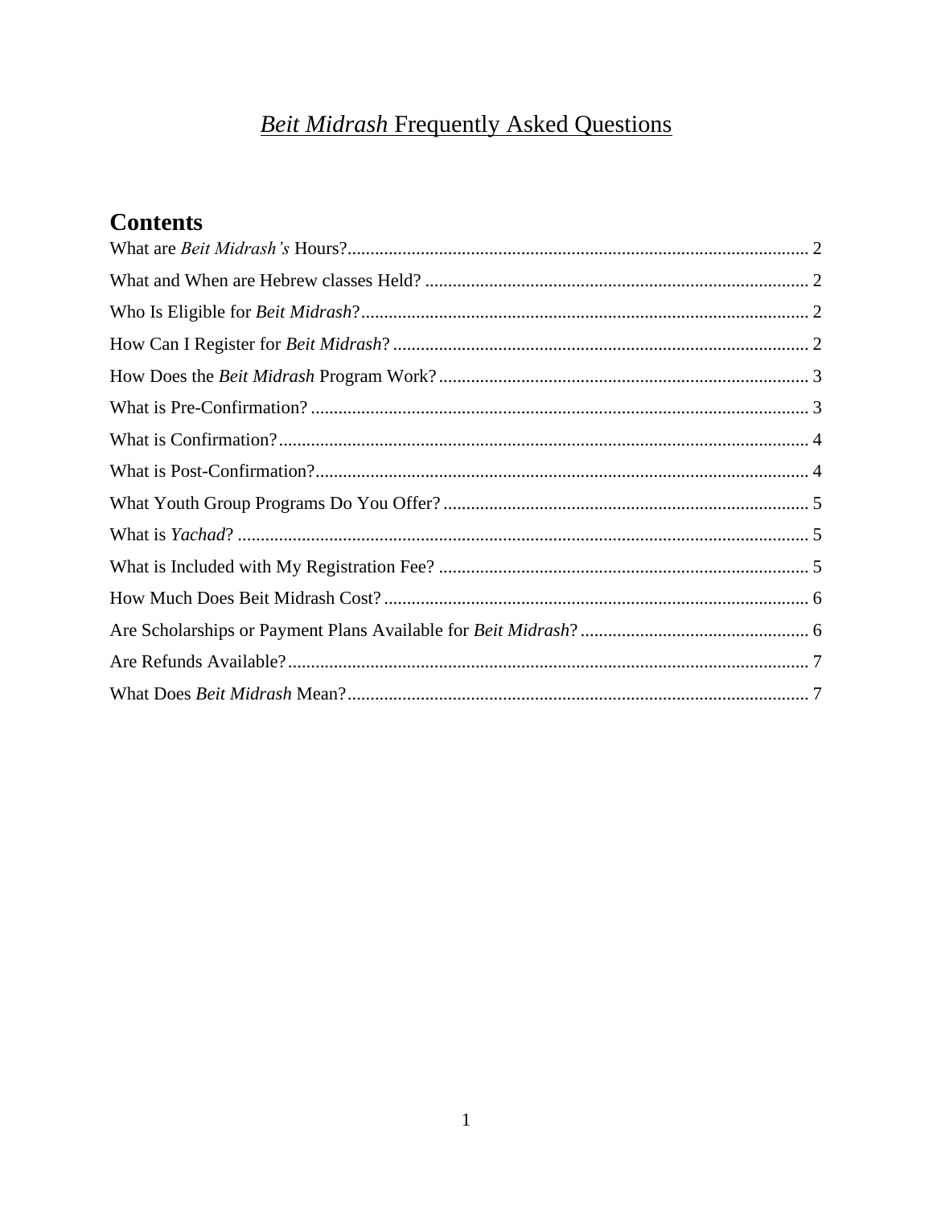# *Beit Midrash* Frequently Asked Questions

## Contents

What are *Beit Midrash's* Hours? .................... 2

What and When are Hebrew classes Held? .................... 2

Who Is Eligible for *Beit Midrash*? .................... 2

How Can I Register for *Beit Midrash*? .................... 2

How Does the *Beit Midrash* Program Work? .................... 3

What is Pre-Confirmation? .................... 3

What is Confirmation? .................... 4

What is Post-Confirmation? .................... 4

What Youth Group Programs Do You Offer? .................... 5

What is *Yachad*? .................... 5

What is Included with My Registration Fee? .................... 5

How Much Does Beit Midrash Cost? .................... 6

Are Scholarships or Payment Plans Available for *Beit Midrash*? .................... 6

Are Refunds Available? .................... 7

What Does *Beit Midrash* Mean? .................... 7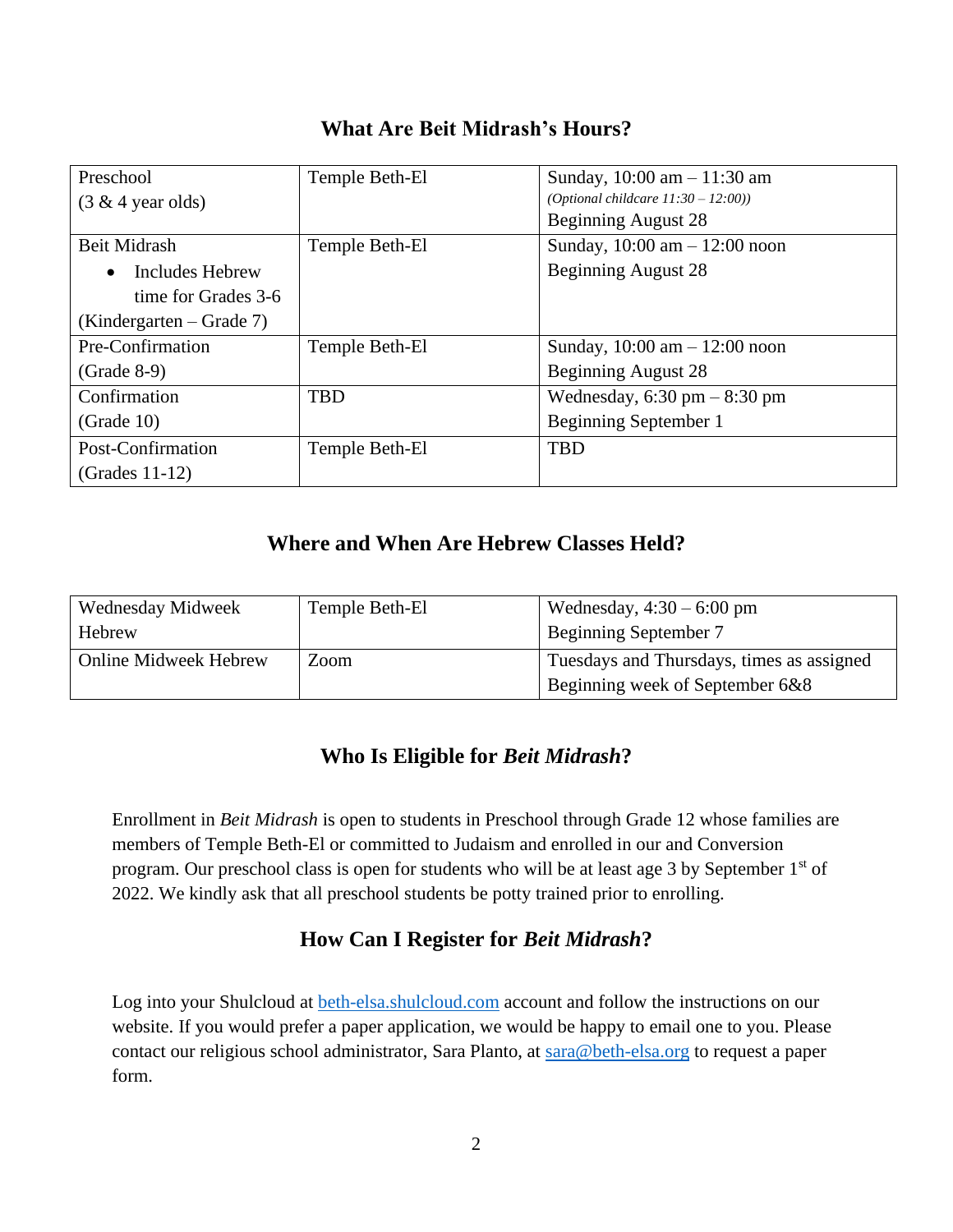## What Are Beit Midrash's Hours?

| | | |
|---|---|---|
| Preschool<br>(3 & 4 year olds) | Temple Beth-El | Sunday, 10:00 am – 11:30 am<br>*(Optional childcare 11:30 – 12:00))*<br>Beginning August 28 |
| Beit Midrash<br>• Includes Hebrew time for Grades 3-6<br>(Kindergarten – Grade 7) | Temple Beth-El | Sunday, 10:00 am – 12:00 noon<br>Beginning August 28 |
| Pre-Confirmation<br>(Grade 8-9) | Temple Beth-El | Sunday, 10:00 am – 12:00 noon<br>Beginning August 28 |
| Confirmation<br>(Grade 10) | TBD | Wednesday, 6:30 pm – 8:30 pm<br>Beginning September 1 |
| Post-Confirmation<br>(Grades 11-12) | Temple Beth-El | TBD |

## Where and When Are Hebrew Classes Held?

| | | |
|---|---|---|
| Wednesday Midweek Hebrew | Temple Beth-El | Wednesday, 4:30 – 6:00 pm<br>Beginning September 7 |
| Online Midweek Hebrew | Zoom | Tuesdays and Thursdays, times as assigned<br>Beginning week of September 6&8 |

## Who Is Eligible for *Beit Midrash*?

Enrollment in *Beit Midrash* is open to students in Preschool through Grade 12 whose families are members of Temple Beth-El or committed to Judaism and enrolled in our and Conversion program. Our preschool class is open for students who will be at least age 3 by September 1st of 2022. We kindly ask that all preschool students be potty trained prior to enrolling.

## How Can I Register for *Beit Midrash*?

Log into your Shulcloud at beth-elsa.shulcloud.com account and follow the instructions on our website. If you would prefer a paper application, we would be happy to email one to you. Please contact our religious school administrator, Sara Planto, at sara@beth-elsa.org to request a paper form.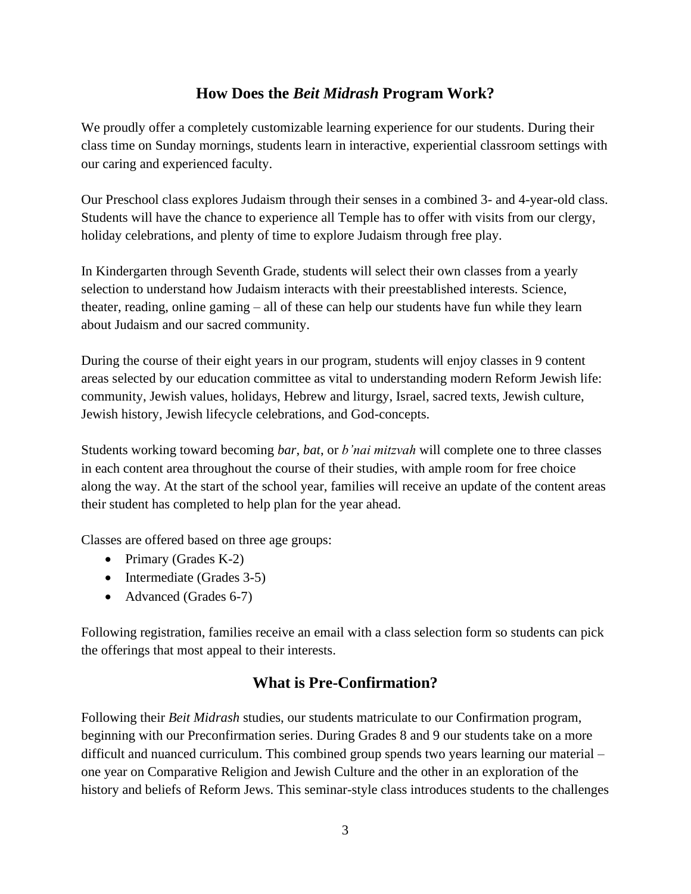## How Does the *Beit Midrash* Program Work?

We proudly offer a completely customizable learning experience for our students. During their class time on Sunday mornings, students learn in interactive, experiential classroom settings with our caring and experienced faculty.

Our Preschool class explores Judaism through their senses in a combined 3- and 4-year-old class. Students will have the chance to experience all Temple has to offer with visits from our clergy, holiday celebrations, and plenty of time to explore Judaism through free play.

In Kindergarten through Seventh Grade, students will select their own classes from a yearly selection to understand how Judaism interacts with their preestablished interests. Science, theater, reading, online gaming – all of these can help our students have fun while they learn about Judaism and our sacred community.

During the course of their eight years in our program, students will enjoy classes in 9 content areas selected by our education committee as vital to understanding modern Reform Jewish life: community, Jewish values, holidays, Hebrew and liturgy, Israel, sacred texts, Jewish culture, Jewish history, Jewish lifecycle celebrations, and God-concepts.

Students working toward becoming *bar*, *bat*, or *b'nai mitzvah* will complete one to three classes in each content area throughout the course of their studies, with ample room for free choice along the way. At the start of the school year, families will receive an update of the content areas their student has completed to help plan for the year ahead.

Classes are offered based on three age groups:

- Primary (Grades K-2)
- Intermediate (Grades 3-5)
- Advanced (Grades 6-7)

Following registration, families receive an email with a class selection form so students can pick the offerings that most appeal to their interests.

## What is Pre-Confirmation?

Following their *Beit Midrash* studies, our students matriculate to our Confirmation program, beginning with our Preconfirmation series. During Grades 8 and 9 our students take on a more difficult and nuanced curriculum. This combined group spends two years learning our material – one year on Comparative Religion and Jewish Culture and the other in an exploration of the history and beliefs of Reform Jews. This seminar-style class introduces students to the challenges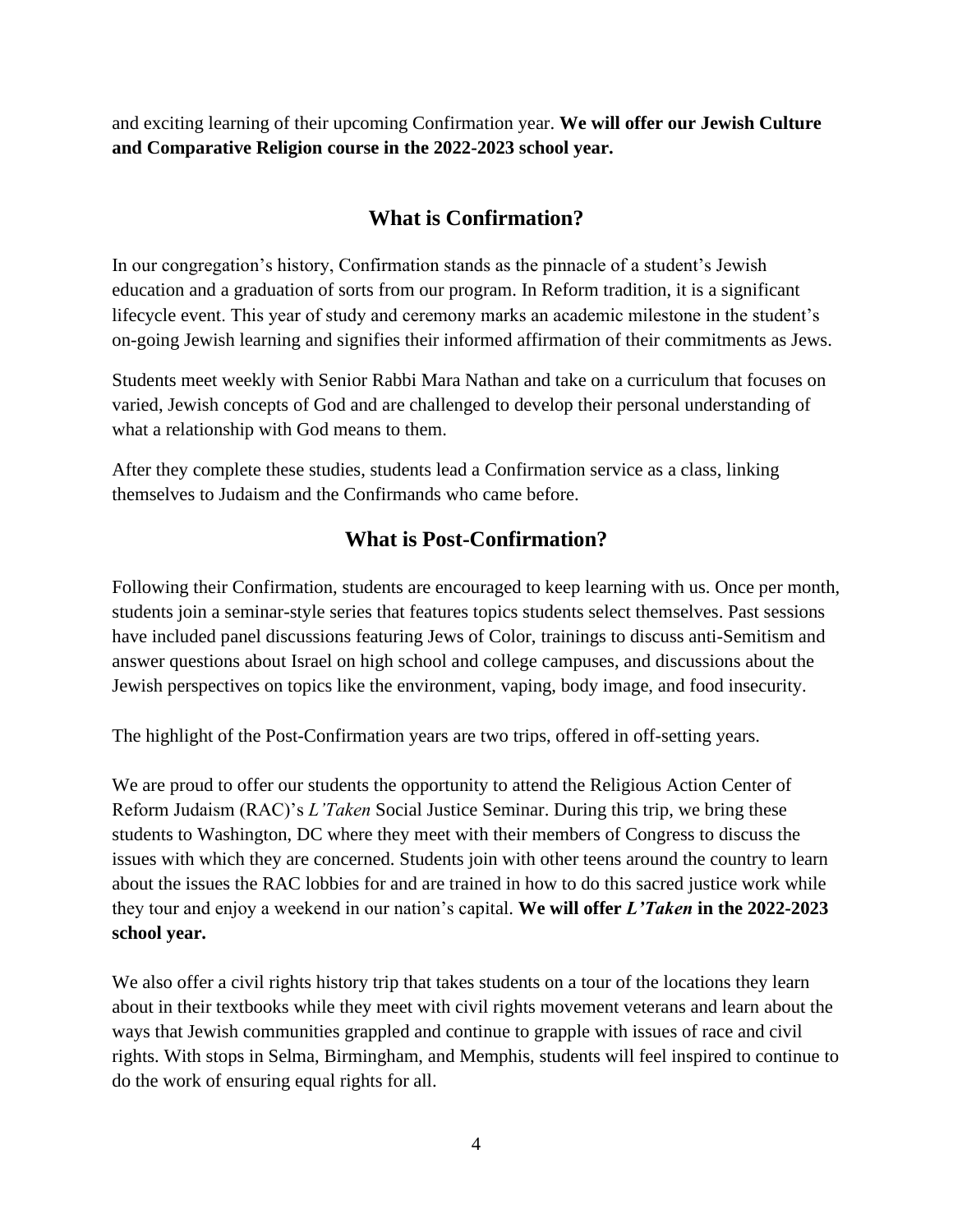and exciting learning of their upcoming Confirmation year. **We will offer our Jewish Culture and Comparative Religion course in the 2022-2023 school year.**

## What is Confirmation?

In our congregation's history, Confirmation stands as the pinnacle of a student's Jewish education and a graduation of sorts from our program. In Reform tradition, it is a significant lifecycle event. This year of study and ceremony marks an academic milestone in the student's on-going Jewish learning and signifies their informed affirmation of their commitments as Jews.

Students meet weekly with Senior Rabbi Mara Nathan and take on a curriculum that focuses on varied, Jewish concepts of God and are challenged to develop their personal understanding of what a relationship with God means to them.

After they complete these studies, students lead a Confirmation service as a class, linking themselves to Judaism and the Confirmands who came before.

## What is Post-Confirmation?

Following their Confirmation, students are encouraged to keep learning with us. Once per month, students join a seminar-style series that features topics students select themselves. Past sessions have included panel discussions featuring Jews of Color, trainings to discuss anti-Semitism and answer questions about Israel on high school and college campuses, and discussions about the Jewish perspectives on topics like the environment, vaping, body image, and food insecurity.

The highlight of the Post-Confirmation years are two trips, offered in off-setting years.

We are proud to offer our students the opportunity to attend the Religious Action Center of Reform Judaism (RAC)'s *L'Taken* Social Justice Seminar. During this trip, we bring these students to Washington, DC where they meet with their members of Congress to discuss the issues with which they are concerned. Students join with other teens around the country to learn about the issues the RAC lobbies for and are trained in how to do this sacred justice work while they tour and enjoy a weekend in our nation's capital. **We will offer *L'Taken* in the 2022-2023 school year.**

We also offer a civil rights history trip that takes students on a tour of the locations they learn about in their textbooks while they meet with civil rights movement veterans and learn about the ways that Jewish communities grappled and continue to grapple with issues of race and civil rights. With stops in Selma, Birmingham, and Memphis, students will feel inspired to continue to do the work of ensuring equal rights for all.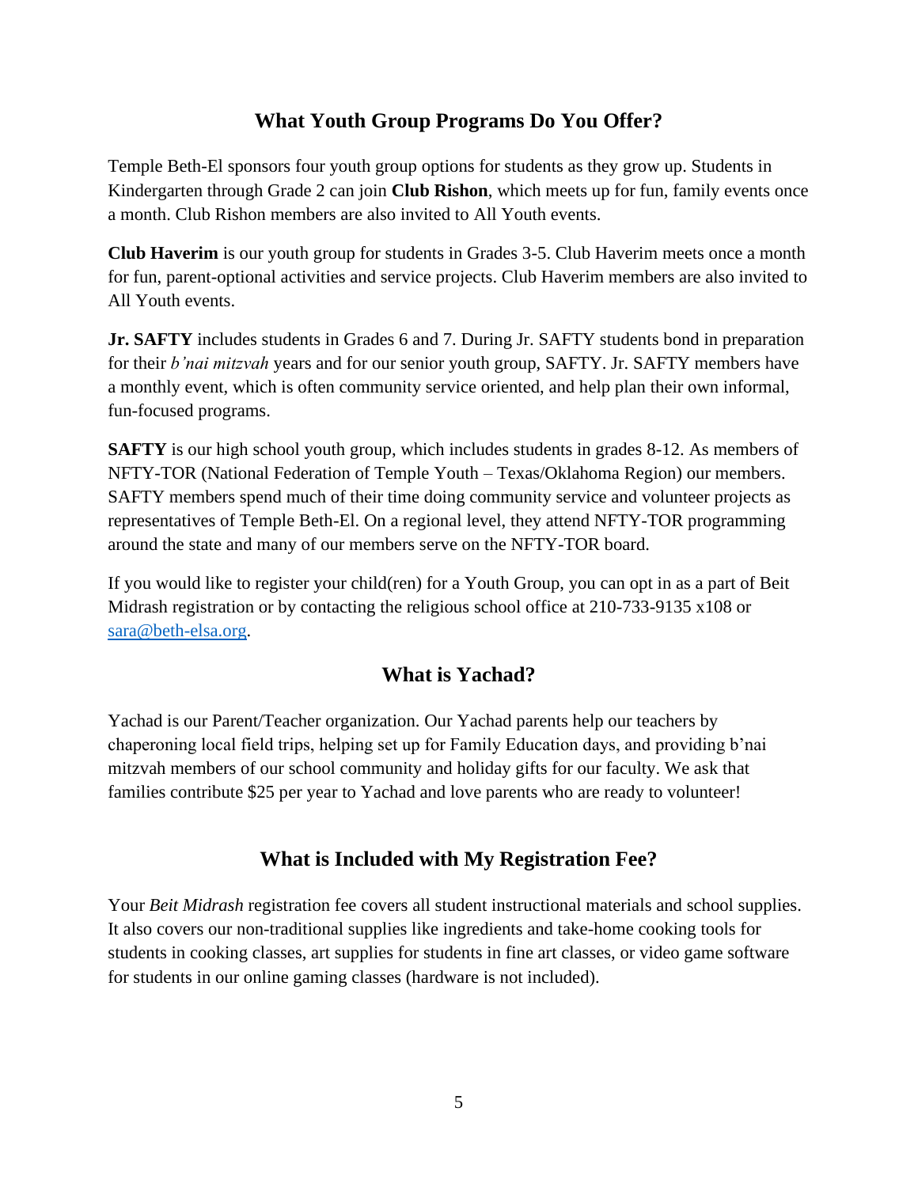## What Youth Group Programs Do You Offer?

Temple Beth-El sponsors four youth group options for students as they grow up. Students in Kindergarten through Grade 2 can join **Club Rishon**, which meets up for fun, family events once a month. Club Rishon members are also invited to All Youth events.

**Club Haverim** is our youth group for students in Grades 3-5. Club Haverim meets once a month for fun, parent-optional activities and service projects. Club Haverim members are also invited to All Youth events.

**Jr. SAFTY** includes students in Grades 6 and 7. During Jr. SAFTY students bond in preparation for their *b'nai mitzvah* years and for our senior youth group, SAFTY. Jr. SAFTY members have a monthly event, which is often community service oriented, and help plan their own informal, fun-focused programs.

**SAFTY** is our high school youth group, which includes students in grades 8-12. As members of NFTY-TOR (National Federation of Temple Youth – Texas/Oklahoma Region) our members. SAFTY members spend much of their time doing community service and volunteer projects as representatives of Temple Beth-El. On a regional level, they attend NFTY-TOR programming around the state and many of our members serve on the NFTY-TOR board.

If you would like to register your child(ren) for a Youth Group, you can opt in as a part of Beit Midrash registration or by contacting the religious school office at 210-733-9135 x108 or sara@beth-elsa.org.

## What is Yachad?

Yachad is our Parent/Teacher organization. Our Yachad parents help our teachers by chaperoning local field trips, helping set up for Family Education days, and providing b'nai mitzvah members of our school community and holiday gifts for our faculty. We ask that families contribute $25 per year to Yachad and love parents who are ready to volunteer!

## What is Included with My Registration Fee?

Your *Beit Midrash* registration fee covers all student instructional materials and school supplies. It also covers our non-traditional supplies like ingredients and take-home cooking tools for students in cooking classes, art supplies for students in fine art classes, or video game software for students in our online gaming classes (hardware is not included).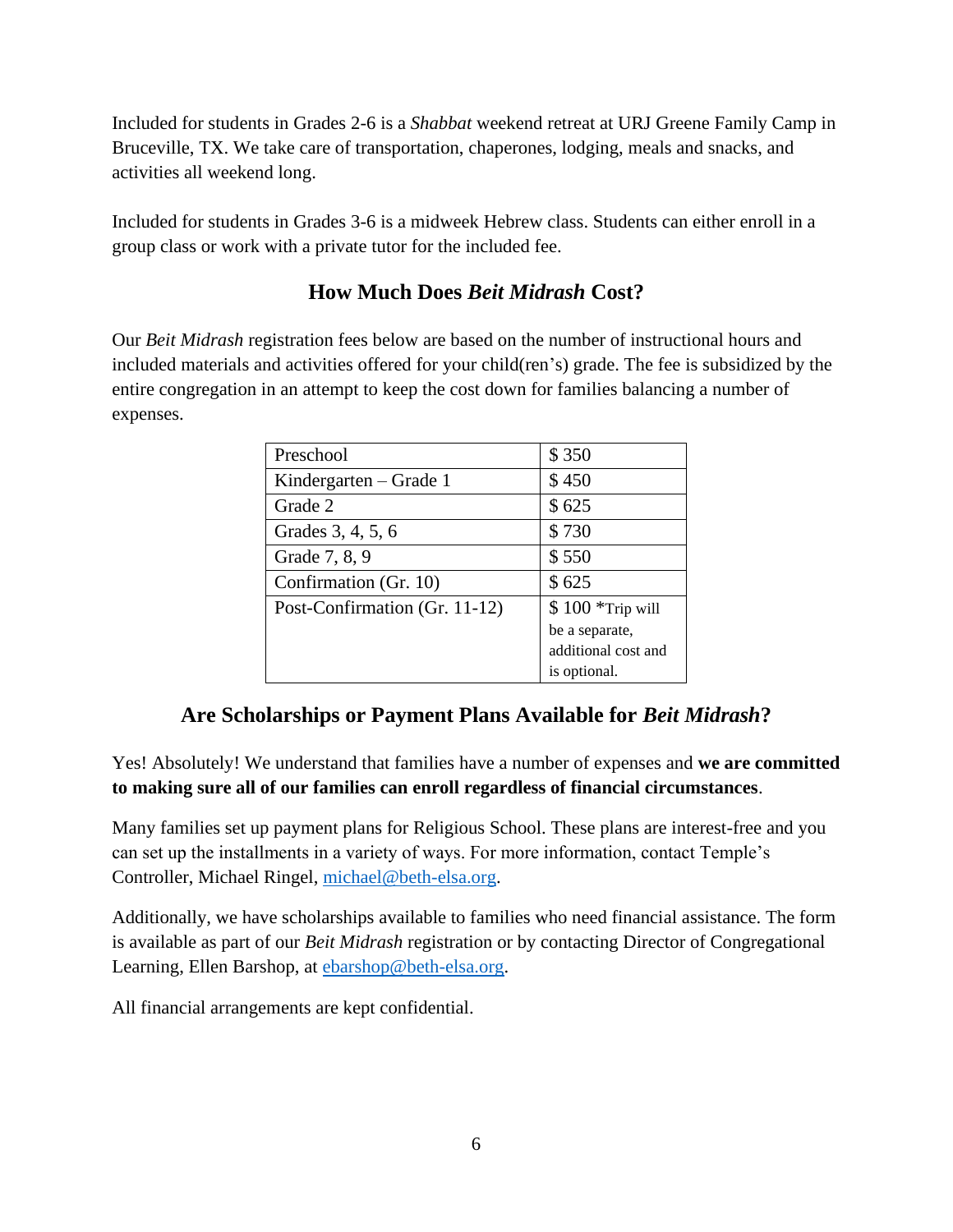Included for students in Grades 2-6 is a *Shabbat* weekend retreat at URJ Greene Family Camp in Bruceville, TX. We take care of transportation, chaperones, lodging, meals and snacks, and activities all weekend long.

Included for students in Grades 3-6 is a midweek Hebrew class. Students can either enroll in a group class or work with a private tutor for the included fee.

## How Much Does *Beit Midrash* Cost?

Our *Beit Midrash* registration fees below are based on the number of instructional hours and included materials and activities offered for your child(ren's) grade. The fee is subsidized by the entire congregation in an attempt to keep the cost down for families balancing a number of expenses.

| Grade | Fee |
|---|---|
| Preschool | $ 350 |
| Kindergarten – Grade 1 | $ 450 |
| Grade 2 | $ 625 |
| Grades 3, 4, 5, 6 | $ 730 |
| Grade 7, 8, 9 | $ 550 |
| Confirmation (Gr. 10) | $ 625 |
| Post-Confirmation (Gr. 11-12) | $ 100 *Trip will be a separate, additional cost and is optional. |

## Are Scholarships or Payment Plans Available for *Beit Midrash*?

Yes! Absolutely! We understand that families have a number of expenses and **we are committed to making sure all of our families can enroll regardless of financial circumstances**.

Many families set up payment plans for Religious School. These plans are interest-free and you can set up the installments in a variety of ways. For more information, contact Temple's Controller, Michael Ringel, michael@beth-elsa.org.

Additionally, we have scholarships available to families who need financial assistance. The form is available as part of our *Beit Midrash* registration or by contacting Director of Congregational Learning, Ellen Barshop, at ebarshop@beth-elsa.org.

All financial arrangements are kept confidential.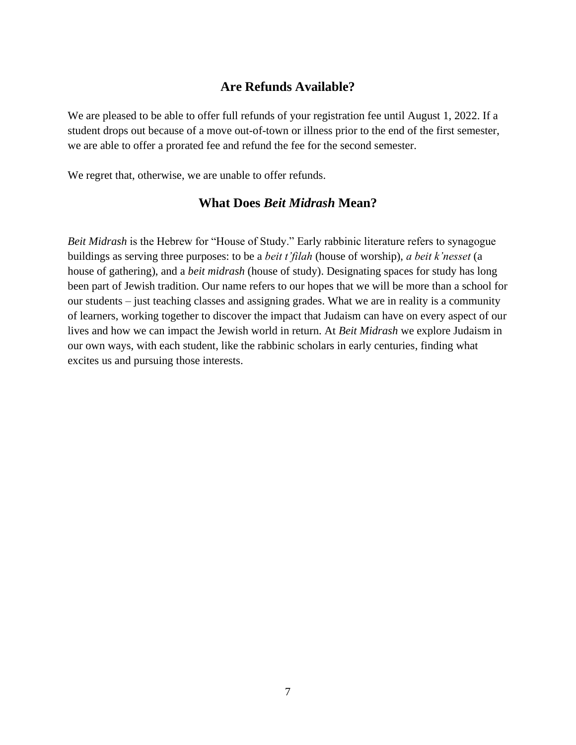## Are Refunds Available?

We are pleased to be able to offer full refunds of your registration fee until August 1, 2022. If a student drops out because of a move out-of-town or illness prior to the end of the first semester, we are able to offer a prorated fee and refund the fee for the second semester.

We regret that, otherwise, we are unable to offer refunds.

## What Does *Beit Midrash* Mean?

*Beit Midrash* is the Hebrew for "House of Study." Early rabbinic literature refers to synagogue buildings as serving three purposes: to be a *beit t'filah* (house of worship), *a beit k'nesset* (a house of gathering), and a *beit midrash* (house of study). Designating spaces for study has long been part of Jewish tradition. Our name refers to our hopes that we will be more than a school for our students – just teaching classes and assigning grades. What we are in reality is a community of learners, working together to discover the impact that Judaism can have on every aspect of our lives and how we can impact the Jewish world in return. At *Beit Midrash* we explore Judaism in our own ways, with each student, like the rabbinic scholars in early centuries, finding what excites us and pursuing those interests.